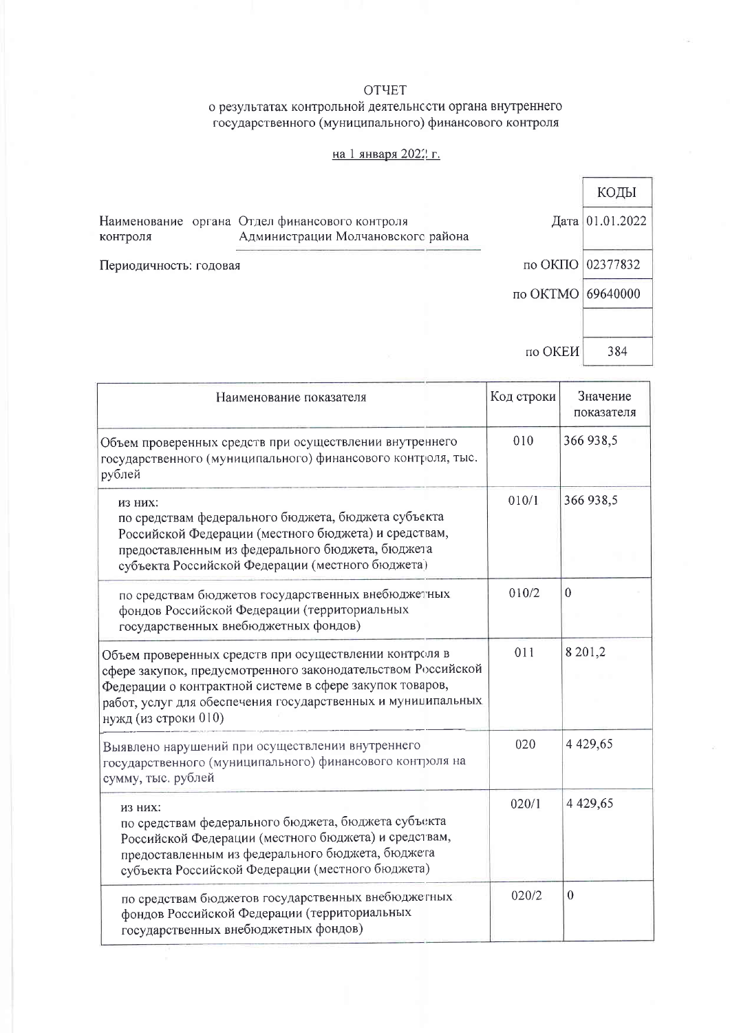ОТЧЕТ

о результатах контрольной деятельности органа внутреннего государственного (муниципального) финансового контроля

на 1 января 2022 г.

| | | | КОДЫ |
|---|---|---|---|
| Наименование органа контроля | Отдел финансового контроля Администрации Молчановского района | Дата | 01.01.2022 |
| Периодичность: годовая | | по ОКПО | 02377832 |
| | | по ОКТМО | 69640000 |
| | | | |
| | | по ОКЕИ | 384 |

| Наименование показателя | Код строки | Значение показателя |
|---|---|---|
| Объем проверенных средств при осуществлении внутреннего государственного (муниципального) финансового контроля, тыс. рублей | 010 | 366 938,5 |
| из них: по средствам федерального бюджета, бюджета субъекта Российской Федерации (местного бюджета) и средствам, предоставленным из федерального бюджета, бюджета субъекта Российской Федерации (местного бюджета) | 010/1 | 366 938,5 |
| по средствам бюджетов государственных внебюджетных фондов Российской Федерации (территориальных государственных внебюджетных фондов) | 010/2 | 0 |
| Объем проверенных средств при осуществлении контроля в сфере закупок, предусмотренного законодательством Российской Федерации о контрактной системе в сфере закупок товаров, работ, услуг для обеспечения государственных и муниципальных нужд (из строки 010) | 011 | 8 201,2 |
| Выявлено нарушений при осуществлении внутреннего государственного (муниципального) финансового контроля на сумму, тыс. рублей | 020 | 4 429,65 |
| из них: по средствам федерального бюджета, бюджета субъекта Российской Федерации (местного бюджета) и средствам, предоставленным из федерального бюджета, бюджета субъекта Российской Федерации (местного бюджета) | 020/1 | 4 429,65 |
| по средствам бюджетов государственных внебюджетных фондов Российской Федерации (территориальных государственных внебюджетных фондов) | 020/2 | 0 |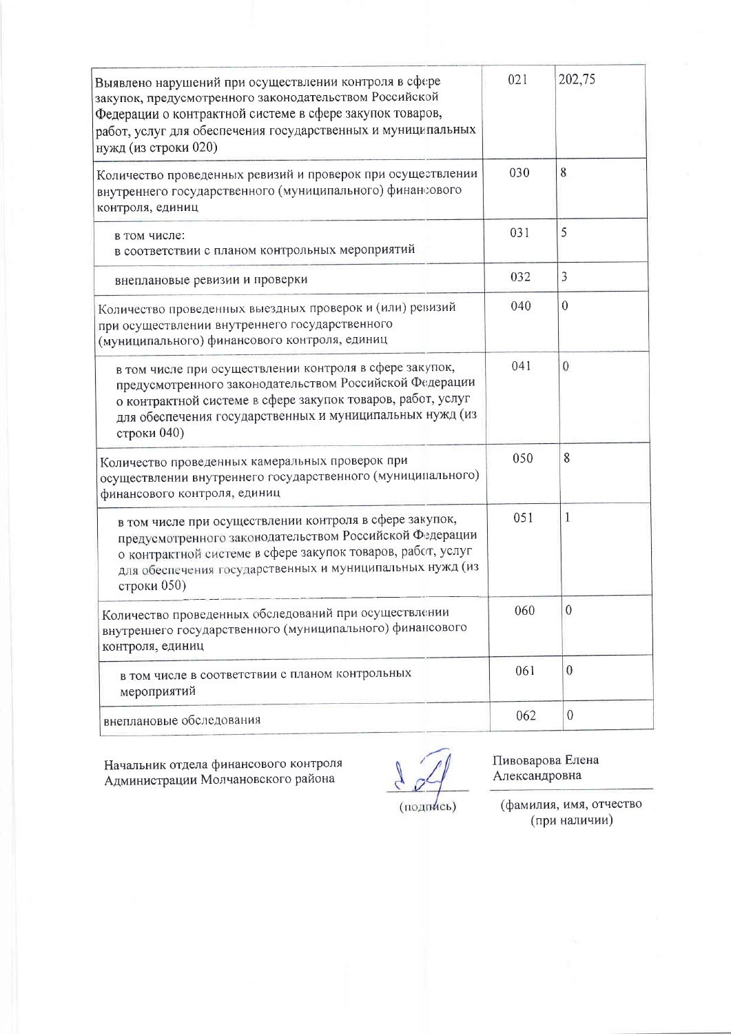| | | |
|---|---|---|
| Выявлено нарушений при осуществлении контроля в сфере закупок, предусмотренного законодательством Российской Федерации о контрактной системе в сфере закупок товаров, работ, услуг для обеспечения государственных и муниципальных нужд (из строки 020) | 021 | 202,75 |
| Количество проведенных ревизий и проверок при осуществлении внутреннего государственного (муниципального) финансового контроля, единиц | 030 | 8 |
| в том числе: в соответствии с планом контрольных мероприятий | 031 | 5 |
| внеплановые ревизии и проверки | 032 | 3 |
| Количество проведенных выездных проверок и (или) ревизий при осуществлении внутреннего государственного (муниципального) финансового контроля, единиц | 040 | 0 |
| в том числе при осуществлении контроля в сфере закупок, предусмотренного законодательством Российской Федерации о контрактной системе в сфере закупок товаров, работ, услуг для обеспечения государственных и муниципальных нужд (из строки 040) | 041 | 0 |
| Количество проведенных камеральных проверок при осуществлении внутреннего государственного (муниципального) финансового контроля, единиц | 050 | 8 |
| в том числе при осуществлении контроля в сфере закупок, предусмотренного законодательством Российской Федерации о контрактной системе в сфере закупок товаров, работ, услуг для обеспечения государственных и муниципальных нужд (из строки 050) | 051 | 1 |
| Количество проведенных обследований при осуществлении внутреннего государственного (муниципального) финансового контроля, единиц | 060 | 0 |
| в том числе в соответствии с планом контрольных мероприятий | 061 | 0 |
| внеплановые обследования | 062 | 0 |

Начальник отдела финансового контроля Администрации Молчановского района

(подпись)

Пивоварова Елена Александровна

(фамилия, имя, отчество (при наличии))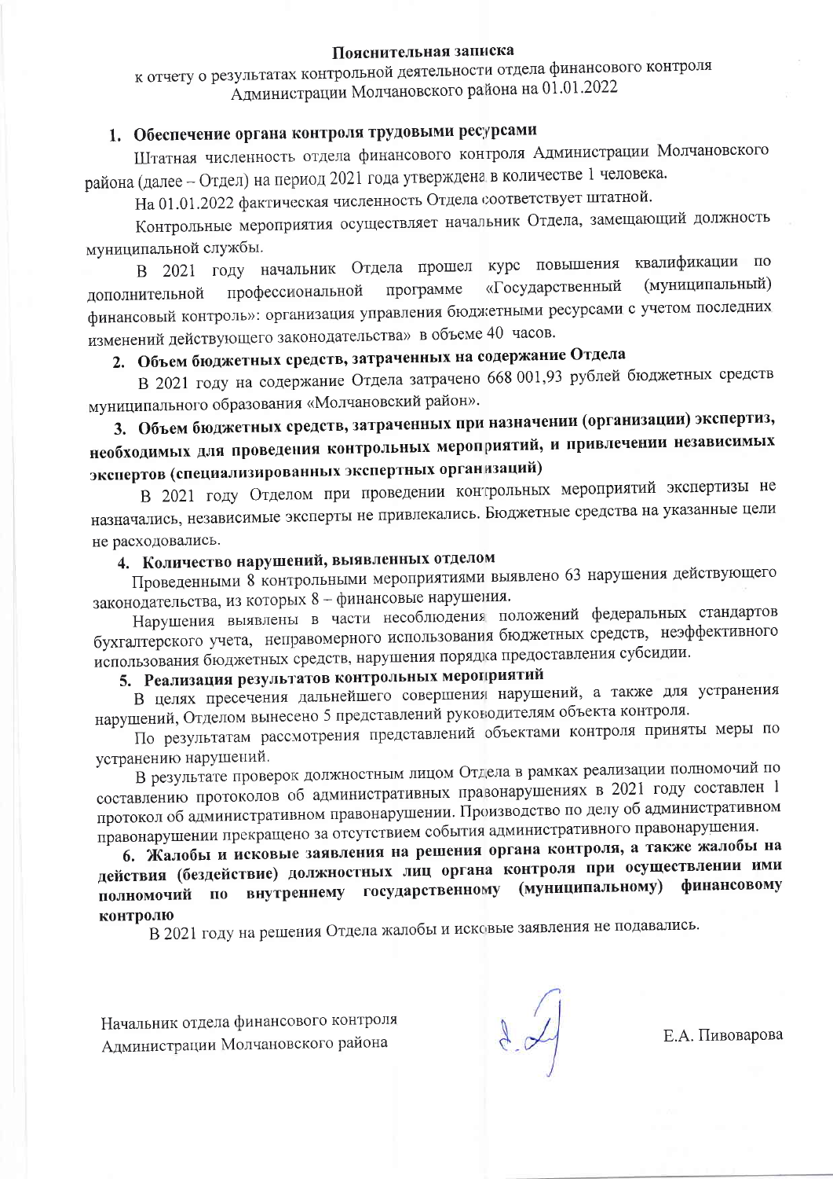**Пояснительная записка**

к отчету о результатам контрольной деятельности отдела финансового контроля Администрации Молчановского района на 01.01.2022

1. **Обеспечение органа контроля трудовыми ресурсами**

Штатная численность отдела финансового контроля Администрации Молчановского района (далее – Отдел) на период 2021 года утверждена в количестве 1 человека.

На 01.01.2022 фактическая численность Отдела соответствует штатной.

Контрольные мероприятия осуществляет начальник Отдела, замещающий должность муниципальной службы.

В 2021 году начальник Отдела прошел курс повышения квалификации по дополнительной профессиональной программе «Государственный (муниципальный) финансовый контроль»: организация управления бюджетными ресурсами с учетом последних изменений действующего законодательства» в объеме 40 часов.

2. **Объем бюджетных средств, затраченных на содержание Отдела**

В 2021 году на содержание Отдела затрачено 668 001,93 рублей бюджетных средств муниципального образования «Молчановский район».

3. **Объем бюджетных средств, затраченных при назначении (организации) экспертиз, необходимых для проведения контрольных мероприятий, и привлечении независимых экспертов (специализированных экспертных организаций)**

В 2021 году Отделом при проведении контрольных мероприятий экспертизы не назначались, независимые эксперты не привлекались. Бюджетные средства на указанные цели не расходовались.

4. **Количество нарушений, выявленных отделом**

Проведенными 8 контрольными мероприятиями выявлено 63 нарушения действующего законодательства, из которых 8 – финансовые нарушения.

Нарушения выявлены в части несоблюдения положений федеральных стандартов бухгалтерского учета, неправомерного использования бюджетных средств, неэффективного использования бюджетных средств, нарушения порядка предоставления субсидии.

5. **Реализация результатов контрольных мероприятий**

В целях пресечения дальнейшего совершения нарушений, а также для устранения нарушений, Отделом вынесено 5 представлений руководителям объекта контроля.

По результатам рассмотрения представлений объектами контроля приняты меры по устранению нарушений.

В результате проверок должностным лицом Отдела в рамках реализации полномочий по составлению протоколов об административных правонарушениях в 2021 году составлен 1 протокол об административном правонарушении. Производство по делу об административном правонарушении прекращено за отсутствием события административного правонарушения.

6. **Жалобы и исковые заявления на решения органа контроля, а также жалобы на действия (бездействие) должностных лиц органа контроля при осуществлении ими полномочий по внутреннему государственному (муниципальному) финансовому контролю**

В 2021 году на решения Отдела жалобы и исковые заявления не подавались.

Начальник отдела финансового контроля
Администрации Молчановского района

Е.А. Пивоварова